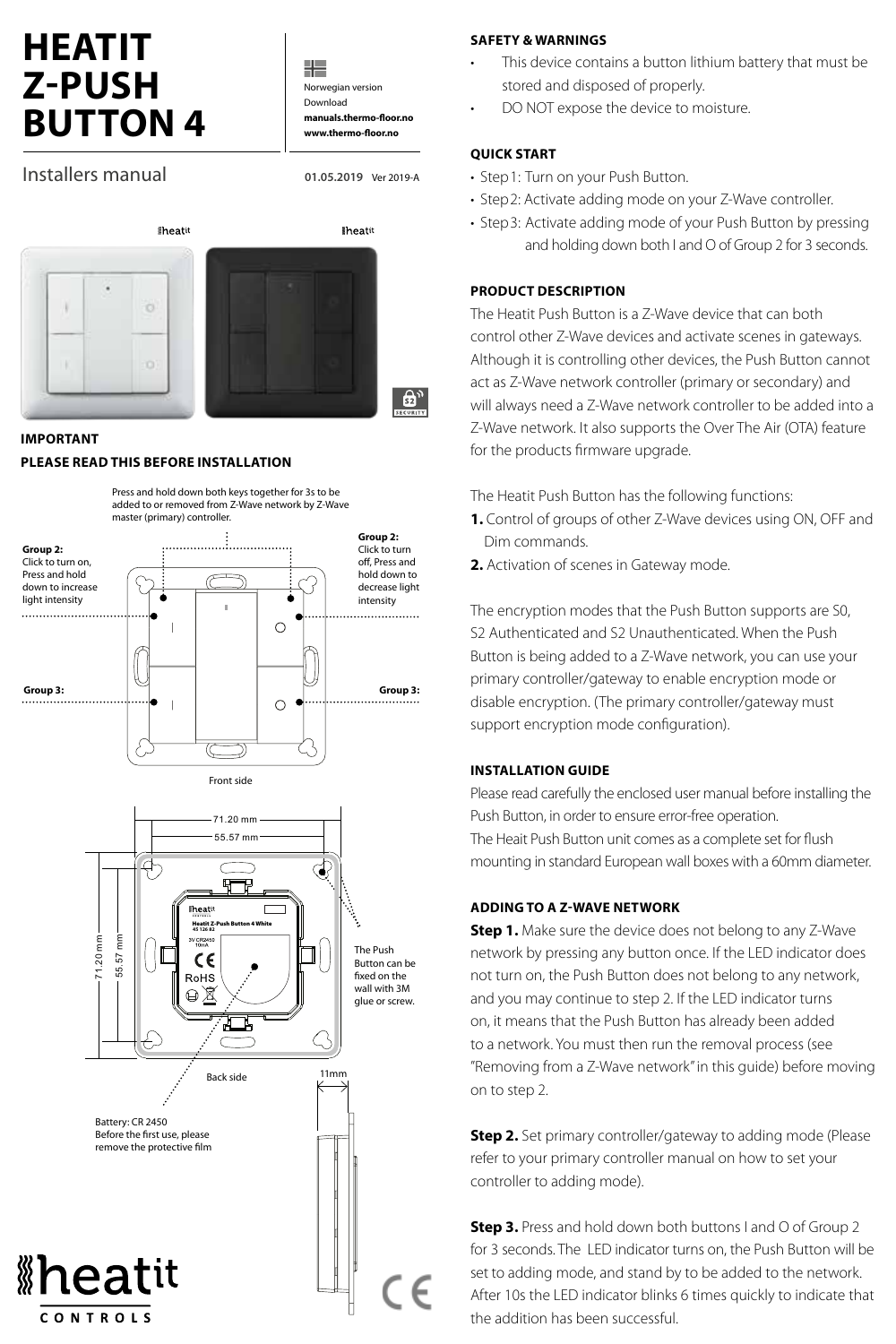# HEATIT Z-PUSH BUTTON 4

Norwegian version
Download
**manuals.thermo-floor.no**
**www.thermo-floor.no**

Installers manual

**01.05.2019** Ver 2019-A

## IMPORTANT

## PLEASE READ THIS BEFORE INSTALLATION

Press and hold down both keys together for 3s to be added to or removed from Z-Wave network by Z-Wave master (primary) controller.

**Group 2:**
Click to turn on, Press and hold down to increase light intensity

**Group 2:**
Click to turn off, Press and hold down to decrease light intensity

**Group 3:**

**Group 3:**

Front side

71.20 mm
55.57 mm

The Push Button can be fixed on the wall with 3M glue or screw.

Back side

11mm

Battery: CR 2450
Before the first use, please remove the protective film

## SAFETY & WARNINGS

- This device contains a button lithium battery that must be stored and disposed of properly.
- DO NOT expose the device to moisture.

## QUICK START

- Step 1: Turn on your Push Button.
- Step 2: Activate adding mode on your Z-Wave controller.
- Step 3: Activate adding mode of your Push Button by pressing and holding down both I and O of Group 2 for 3 seconds.

## PRODUCT DESCRIPTION

The Heatit Push Button is a Z-Wave device that can both control other Z-Wave devices and activate scenes in gateways. Although it is controlling other devices, the Push Button cannot act as Z-Wave network controller (primary or secondary) and will always need a Z-Wave network controller to be added into a Z-Wave network. It also supports the Over The Air (OTA) feature for the products firmware upgrade.

The Heatit Push Button has the following functions:

**1.** Control of groups of other Z-Wave devices using ON, OFF and Dim commands.
**2.** Activation of scenes in Gateway mode.

The encryption modes that the Push Button supports are S0, S2 Authenticated and S2 Unauthenticated. When the Push Button is being added to a Z-Wave network, you can use your primary controller/gateway to enable encryption mode or disable encryption. (The primary controller/gateway must support encryption mode configuration).

## INSTALLATION GUIDE

Please read carefully the enclosed user manual before installing the Push Button, in order to ensure error-free operation.
The Heait Push Button unit comes as a complete set for flush mounting in standard European wall boxes with a 60mm diameter.

## ADDING TO A Z-WAVE NETWORK

**Step 1.** Make sure the device does not belong to any Z-Wave network by pressing any button once. If the LED indicator does not turn on, the Push Button does not belong to any network, and you may continue to step 2. If the LED indicator turns on, it means that the Push Button has already been added to a network. You must then run the removal process (see "Removing from a Z-Wave network" in this guide) before moving on to step 2.

**Step 2.** Set primary controller/gateway to adding mode (Please refer to your primary controller manual on how to set your controller to adding mode).

**Step 3.** Press and hold down both buttons I and O of Group 2 for 3 seconds. The LED indicator turns on, the Push Button will be set to adding mode, and stand by to be added to the network. After 10s the LED indicator blinks 6 times quickly to indicate that the addition has been successful.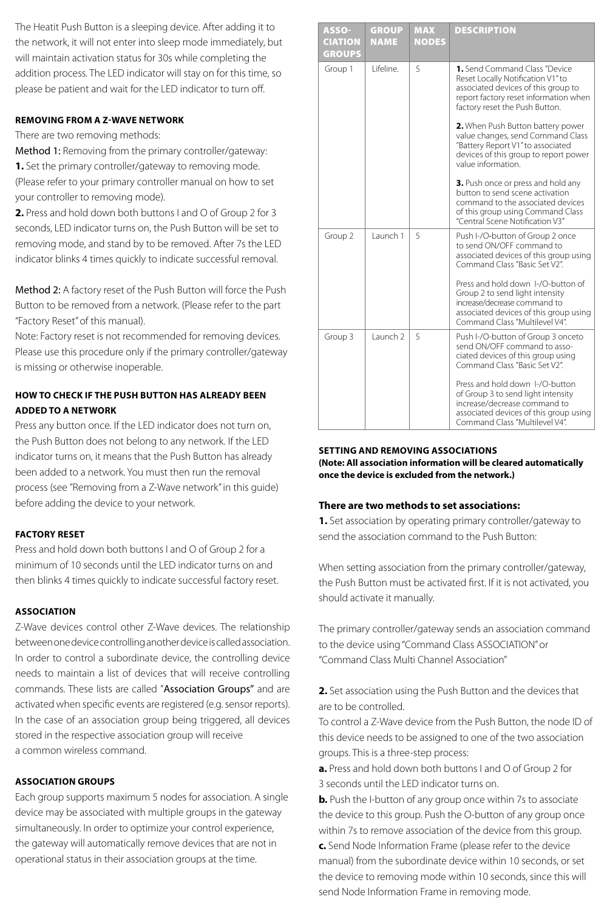The Heatit Push Button is a sleeping device. After adding it to the network, it will not enter into sleep mode immediately, but will maintain activation status for 30s while completing the addition process. The LED indicator will stay on for this time, so please be patient and wait for the LED indicator to turn off.

### REMOVING FROM A Z-WAVE NETWORK

There are two removing methods:

Method 1: Removing from the primary controller/gateway:

**1.** Set the primary controller/gateway to removing mode. (Please refer to your primary controller manual on how to set your controller to removing mode).

**2.** Press and hold down both buttons I and O of Group 2 for 3 seconds, LED indicator turns on, the Push Button will be set to removing mode, and stand by to be removed. After 7s the LED indicator blinks 4 times quickly to indicate successful removal.

Method 2: A factory reset of the Push Button will force the Push Button to be removed from a network. (Please refer to the part "Factory Reset" of this manual).

Note: Factory reset is not recommended for removing devices. Please use this procedure only if the primary controller/gateway is missing or otherwise inoperable.

### HOW TO CHECK IF THE PUSH BUTTON HAS ALREADY BEEN ADDED TO A NETWORK

Press any button once. If the LED indicator does not turn on, the Push Button does not belong to any network. If the LED indicator turns on, it means that the Push Button has already been added to a network. You must then run the removal process (see "Removing from a Z-Wave network" in this guide) before adding the device to your network.

### FACTORY RESET

Press and hold down both buttons I and O of Group 2 for a minimum of 10 seconds until the LED indicator turns on and then blinks 4 times quickly to indicate successful factory reset.

### ASSOCIATION

Z-Wave devices control other Z-Wave devices. The relationship between one device controlling another device is called association. In order to control a subordinate device, the controlling device needs to maintain a list of devices that will receive controlling commands. These lists are called "Association Groups" and are activated when specific events are registered (e.g. sensor reports). In the case of an association group being triggered, all devices stored in the respective association group will receive a common wireless command.

### ASSOCIATION GROUPS

Each group supports maximum 5 nodes for association. A single device may be associated with multiple groups in the gateway simultaneously. In order to optimize your control experience, the gateway will automatically remove devices that are not in operational status in their association groups at the time.

| ASSOCIATION GROUPS | GROUP NAME | MAX NODES | DESCRIPTION |
|---|---|---|---|
| Group 1 | Lifeline. | 5 | **1.** Send Command Class "Device Reset Locally Notification V1" to associated devices of this group to report factory reset information when factory reset the Push Button. **2.** When Push Button battery power value changes, send Command Class "Battery Report V1" to associated devices of this group to report power value information. **3.** Push once or press and hold any button to send scene activation command to the associated devices of this group using Command Class "Central Scene Notification V3" |
| Group 2 | Launch 1 | 5 | Push I-/O-button of Group 2 once to send ON/OFF command to associated devices of this group using Command Class "Basic Set V2". Press and hold down I-/O-button of Group 2 to send light intensity increase/decrease command to associated devices of this group using Command Class "Multilevel V4". |
| Group 3 | Launch 2 | 5 | Push I-/O-button of Group 3 onceto send ON/OFF command to associated devices of this group using Command Class "Basic Set V2". Press and hold down I-/O-button of Group 3 to send light intensity increase/decrease command to associated devices of this group using Command Class "Multilevel V4". |

### SETTING AND REMOVING ASSOCIATIONS

**(Note: All association information will be cleared automatically once the device is excluded from the network.)**

**There are two methods to set associations:**

**1.** Set association by operating primary controller/gateway to send the association command to the Push Button:

When setting association from the primary controller/gateway, the Push Button must be activated first. If it is not activated, you should activate it manually.

The primary controller/gateway sends an association command to the device using "Command Class ASSOCIATION" or "Command Class Multi Channel Association"

**2.** Set association using the Push Button and the devices that are to be controlled.

To control a Z-Wave device from the Push Button, the node ID of this device needs to be assigned to one of the two association groups. This is a three-step process:

**a.** Press and hold down both buttons I and O of Group 2 for 3 seconds until the LED indicator turns on.

**b.** Push the I-button of any group once within 7s to associate the device to this group. Push the O-button of any group once within 7s to remove association of the device from this group.

**c.** Send Node Information Frame (please refer to the device manual) from the subordinate device within 10 seconds, or set the device to removing mode within 10 seconds, since this will send Node Information Frame in removing mode.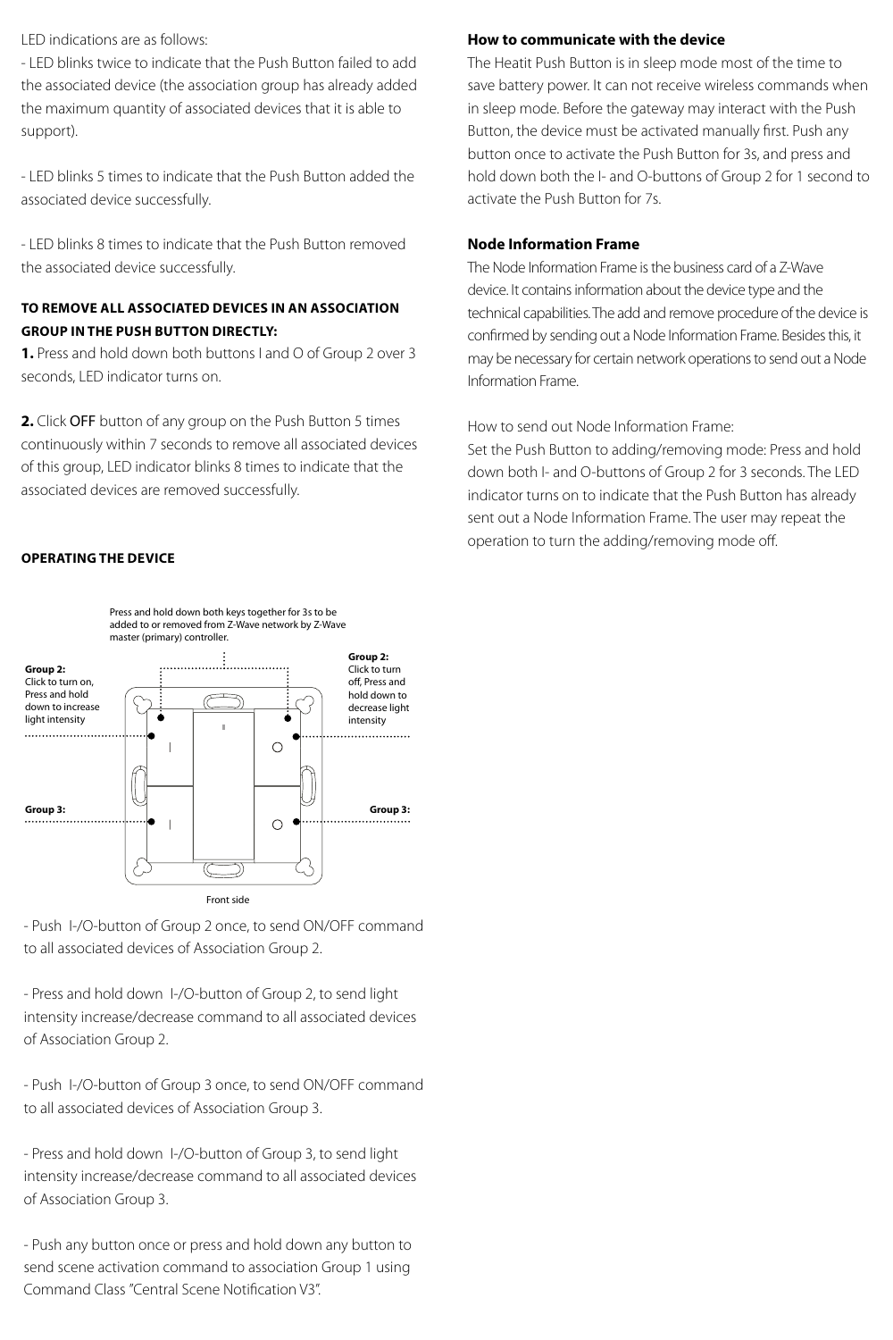LED indications are as follows:

- LED blinks twice to indicate that the Push Button failed to add the associated device (the association group has already added the maximum quantity of associated devices that it is able to support).

- LED blinks 5 times to indicate that the Push Button added the associated device successfully.

- LED blinks 8 times to indicate that the Push Button removed the associated device successfully.

**TO REMOVE ALL ASSOCIATED DEVICES IN AN ASSOCIATION GROUP IN THE PUSH BUTTON DIRECTLY:**

**1.** Press and hold down both buttons I and O of Group 2 over 3 seconds, LED indicator turns on.

**2.** Click OFF button of any group on the Push Button 5 times continuously within 7 seconds to remove all associated devices of this group, LED indicator blinks 8 times to indicate that the associated devices are removed successfully.

**OPERATING THE DEVICE**

Press and hold down both keys together for 3s to be added to or removed from Z-Wave network by Z-Wave master (primary) controller.

**Group 2:** Click to turn on, Press and hold down to increase light intensity

**Group 2:** Click to turn off, Press and hold down to decrease light intensity

**Group 3:**

**Group 3:**

Front side

- Push I-/O-button of Group 2 once, to send ON/OFF command to all associated devices of Association Group 2.

- Press and hold down I-/O-button of Group 2, to send light intensity increase/decrease command to all associated devices of Association Group 2.

- Push I-/O-button of Group 3 once, to send ON/OFF command to all associated devices of Association Group 3.

- Press and hold down I-/O-button of Group 3, to send light intensity increase/decrease command to all associated devices of Association Group 3.

- Push any button once or press and hold down any button to send scene activation command to association Group 1 using Command Class "Central Scene Notification V3".

**How to communicate with the device**

The Heatit Push Button is in sleep mode most of the time to save battery power. It can not receive wireless commands when in sleep mode. Before the gateway may interact with the Push Button, the device must be activated manually first. Push any button once to activate the Push Button for 3s, and press and hold down both the I- and O-buttons of Group 2 for 1 second to activate the Push Button for 7s.

**Node Information Frame**

The Node Information Frame is the business card of a Z-Wave device. It contains information about the device type and the technical capabilities. The add and remove procedure of the device is confirmed by sending out a Node Information Frame. Besides this, it may be necessary for certain network operations to send out a Node Information Frame.

How to send out Node Information Frame:

Set the Push Button to adding/removing mode: Press and hold down both I- and O-buttons of Group 2 for 3 seconds. The LED indicator turns on to indicate that the Push Button has already sent out a Node Information Frame. The user may repeat the operation to turn the adding/removing mode off.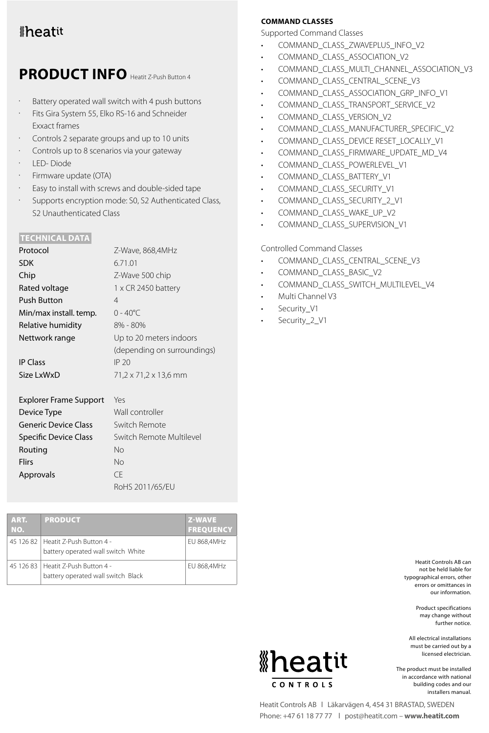heatit

# PRODUCT INFO Heatit Z-Push Button 4

- Battery operated wall switch with 4 push buttons
- Fits Gira System 55, Elko RS-16 and Schneider Exxact frames
- Controls 2 separate groups and up to 10 units
- Controls up to 8 scenarios via your gateway
- LED- Diode
- Firmware update (OTA)
- Easy to install with screws and double-sided tape
- Supports encryption mode: S0, S2 Authenticated Class, S2 Unauthenticated Class

## TECHNICAL DATA

| | |
|---|---|
| Protocol | Z-Wave, 868,4MHz |
| SDK | 6.71.01 |
| Chip | Z-Wave 500 chip |
| Rated voltage | 1 x CR 2450 battery |
| Push Button | 4 |
| Min/max install. temp. | 0 - 40°C |
| Relative humidity | 8% - 80% |
| Nettwork range | Up to 20 meters indoors (depending on surroundings) |
| IP Class | IP 20 |
| Size LxWxD | 71,2 x 71,2 x 13,6 mm |
| Explorer Frame Support | Yes |
| Device Type | Wall controller |
| Generic Device Class | Switch Remote |
| Specific Device Class | Switch Remote Multilevel |
| Routing | No |
| Flirs | No |
| Approvals | CE<br>RoHS 2011/65/EU |

| ART. NO. | PRODUCT | Z-WAVE FREQUENCY |
|---|---|---|
| 45 126 82 | Heatit Z-Push Button 4 - battery operated wall switch White | EU 868,4MHz |
| 45 126 83 | Heatit Z-Push Button 4 - battery operated wall switch Black | EU 868,4MHz |

## COMMAND CLASSES

Supported Command Classes

- COMMAND_CLASS_ZWAVEPLUS_INFO_V2
- COMMAND_CLASS_ASSOCIATION_V2
- COMMAND_CLASS_MULTI_CHANNEL_ASSOCIATION_V3
- COMMAND_CLASS_CENTRAL_SCENE_V3
- COMMAND_CLASS_ASSOCIATION_GRP_INFO_V1
- COMMAND_CLASS_TRANSPORT_SERVICE_V2
- COMMAND_CLASS_VERSION_V2
- COMMAND_CLASS_MANUFACTURER_SPECIFIC_V2
- COMMAND_CLASS_DEVICE RESET_LOCALLY_V1
- COMMAND_CLASS_FIRMWARE_UPDATE_MD_V4
- COMMAND_CLASS_POWERLEVEL_V1
- COMMAND_CLASS_BATTERY_V1
- COMMAND_CLASS_SECURITY_V1
- COMMAND_CLASS_SECURITY_2_V1
- COMMAND_CLASS_WAKE_UP_V2
- COMMAND_CLASS_SUPERVISION_V1

Controlled Command Classes

- COMMAND_CLASS_CENTRAL_SCENE_V3
- COMMAND_CLASS_BASIC_V2
- COMMAND_CLASS_SWITCH_MULTILEVEL_V4
- Multi Channel V3
- Security_V1
- Security_2_V1

Heatit Controls AB can not be held liable for typographical errors, other errors or omittances in our information.

Product specifications may change without further notice.

All electrical installations must be carried out by a licensed electrician.

The product must be installed in accordance with national building codes and our installers manual.

heatit CONTROLS

Heatit Controls AB | Läkarvägen 4, 454 31 BRASTAD, SWEDEN
Phone: +47 61 18 77 77 | post@heatit.com – **www.heatit.com**